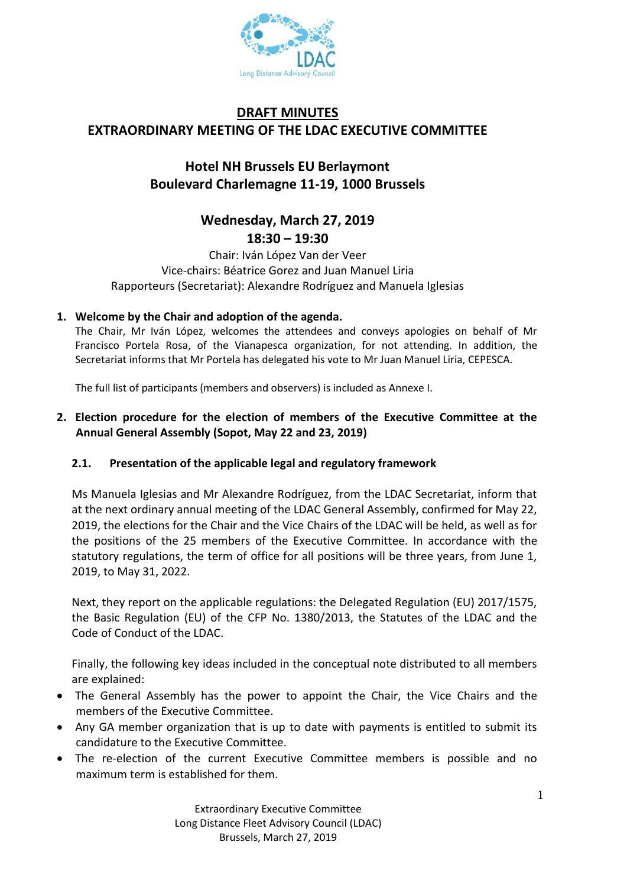# DRAFT MINUTES
# EXTRAORDINARY MEETING OF THE LDAC EXECUTIVE COMMITTEE

## Hotel NH Brussels EU Berlaymont
## Boulevard Charlemagne 11-19, 1000 Brussels

## Wednesday, March 27, 2019
## 18:30 – 19:30

Chair: Iván López Van der Veer
Vice-chairs: Béatrice Gorez and Juan Manuel Liria
Rapporteurs (Secretariat): Alexandre Rodríguez and Manuela Iglesias

**1. Welcome by the Chair and adoption of the agenda.**

The Chair, Mr Iván López, welcomes the attendees and conveys apologies on behalf of Mr Francisco Portela Rosa, of the Vianapesca organization, for not attending. In addition, the Secretariat informs that Mr Portela has delegated his vote to Mr Juan Manuel Liria, CEPESCA.

The full list of participants (members and observers) is included as Annexe I.

**2. Election procedure for the election of members of the Executive Committee at the Annual General Assembly (Sopot, May 22 and 23, 2019)**

**2.1. Presentation of the applicable legal and regulatory framework**

Ms Manuela Iglesias and Mr Alexandre Rodríguez, from the LDAC Secretariat, inform that at the next ordinary annual meeting of the LDAC General Assembly, confirmed for May 22, 2019, the elections for the Chair and the Vice Chairs of the LDAC will be held, as well as for the positions of the 25 members of the Executive Committee. In accordance with the statutory regulations, the term of office for all positions will be three years, from June 1, 2019, to May 31, 2022.

Next, they report on the applicable regulations: the Delegated Regulation (EU) 2017/1575, the Basic Regulation (EU) of the CFP No. 1380/2013, the Statutes of the LDAC and the Code of Conduct of the LDAC.

Finally, the following key ideas included in the conceptual note distributed to all members are explained:

- The General Assembly has the power to appoint the Chair, the Vice Chairs and the members of the Executive Committee.
- Any GA member organization that is up to date with payments is entitled to submit its candidature to the Executive Committee.
- The re-election of the current Executive Committee members is possible and no maximum term is established for them.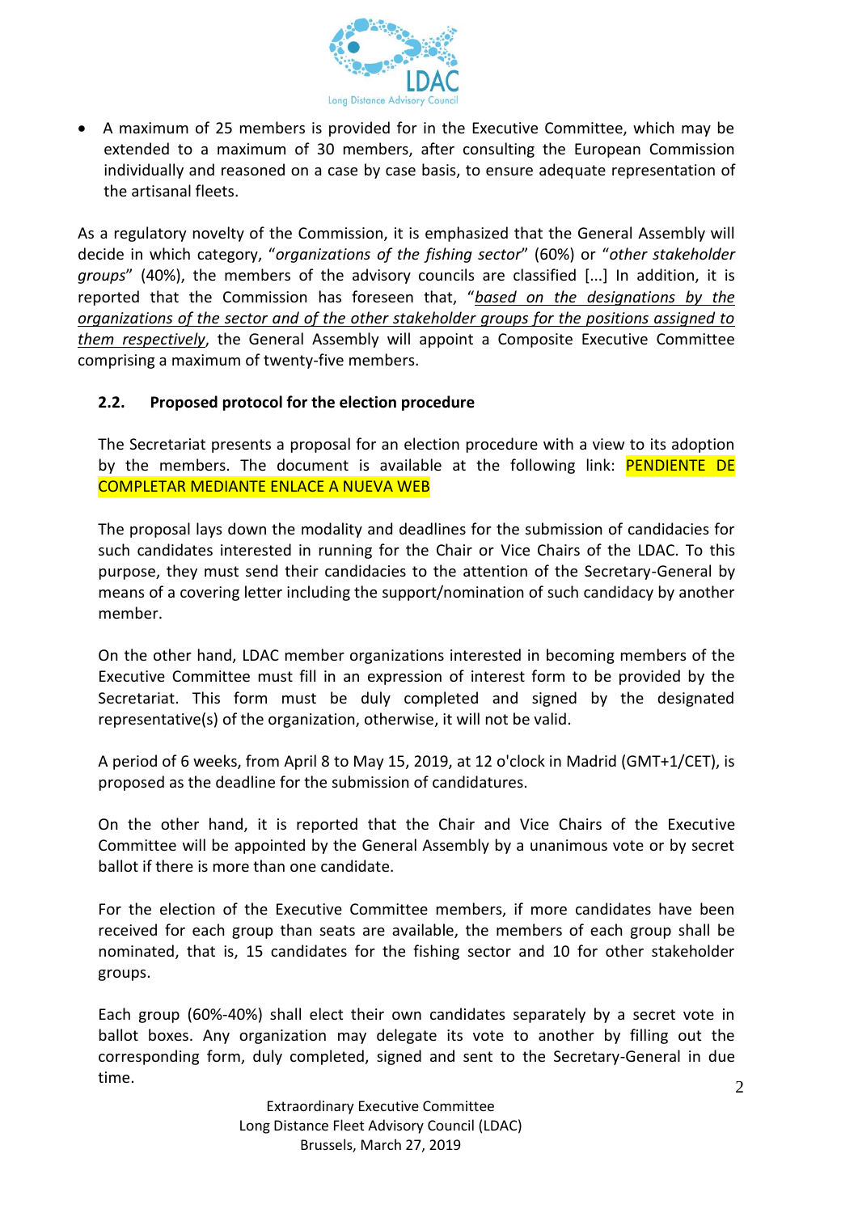- A maximum of 25 members is provided for in the Executive Committee, which may be extended to a maximum of 30 members, after consulting the European Commission individually and reasoned on a case by case basis, to ensure adequate representation of the artisanal fleets.

As a regulatory novelty of the Commission, it is emphasized that the General Assembly will decide in which category, "*organizations of the fishing sector*" (60%) or "*other stakeholder groups*" (40%), the members of the advisory councils are classified [...] In addition, it is reported that the Commission has foreseen that, "*based on the designations by the organizations of the sector and of the other stakeholder groups for the positions assigned to them respectively*, the General Assembly will appoint a Composite Executive Committee comprising a maximum of twenty-five members.

### 2.2. Proposed protocol for the election procedure

The Secretariat presents a proposal for an election procedure with a view to its adoption by the members. The document is available at the following link: PENDIENTE DE COMPLETAR MEDIANTE ENLACE A NUEVA WEB

The proposal lays down the modality and deadlines for the submission of candidacies for such candidates interested in running for the Chair or Vice Chairs of the LDAC. To this purpose, they must send their candidacies to the attention of the Secretary-General by means of a covering letter including the support/nomination of such candidacy by another member.

On the other hand, LDAC member organizations interested in becoming members of the Executive Committee must fill in an expression of interest form to be provided by the Secretariat. This form must be duly completed and signed by the designated representative(s) of the organization, otherwise, it will not be valid.

A period of 6 weeks, from April 8 to May 15, 2019, at 12 o'clock in Madrid (GMT+1/CET), is proposed as the deadline for the submission of candidatures.

On the other hand, it is reported that the Chair and Vice Chairs of the Executive Committee will be appointed by the General Assembly by a unanimous vote or by secret ballot if there is more than one candidate.

For the election of the Executive Committee members, if more candidates have been received for each group than seats are available, the members of each group shall be nominated, that is, 15 candidates for the fishing sector and 10 for other stakeholder groups.

Each group (60%-40%) shall elect their own candidates separately by a secret vote in ballot boxes. Any organization may delegate its vote to another by filling out the corresponding form, duly completed, signed and sent to the Secretary-General in due time.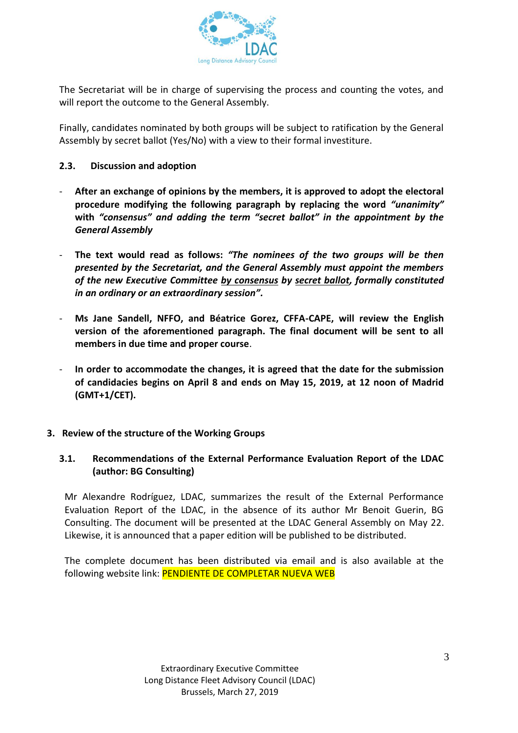The Secretariat will be in charge of supervising the process and counting the votes, and will report the outcome to the General Assembly.

Finally, candidates nominated by both groups will be subject to ratification by the General Assembly by secret ballot (Yes/No) with a view to their formal investiture.

### 2.3. Discussion and adoption

- **After an exchange of opinions by the members, it is approved to adopt the electoral procedure modifying the following paragraph by replacing the word *"unanimity"* with *"consensus" and adding the term "secret ballot" in the appointment by the General Assembly***

- **The text would read as follows: *"The nominees of the two groups will be then presented by the Secretariat, and the General Assembly must appoint the members of the new Executive Committee <u>by consensus</u> by <u>secret ballot</u>, formally constituted in an ordinary or an extraordinary session".***

- **Ms Jane Sandell, NFFO, and Béatrice Gorez, CFFA-CAPE, will review the English version of the aforementioned paragraph. The final document will be sent to all members in due time and proper course**.

- **In order to accommodate the changes, it is agreed that the date for the submission of candidacies begins on April 8 and ends on May 15, 2019, at 12 noon of Madrid (GMT+1/CET).**

## 3. Review of the structure of the Working Groups

### 3.1. Recommendations of the External Performance Evaluation Report of the LDAC (author: BG Consulting)

Mr Alexandre Rodríguez, LDAC, summarizes the result of the External Performance Evaluation Report of the LDAC, in the absence of its author Mr Benoit Guerin, BG Consulting. The document will be presented at the LDAC General Assembly on May 22. Likewise, it is announced that a paper edition will be published to be distributed.

The complete document has been distributed via email and is also available at the following website link: PENDIENTE DE COMPLETAR NUEVA WEB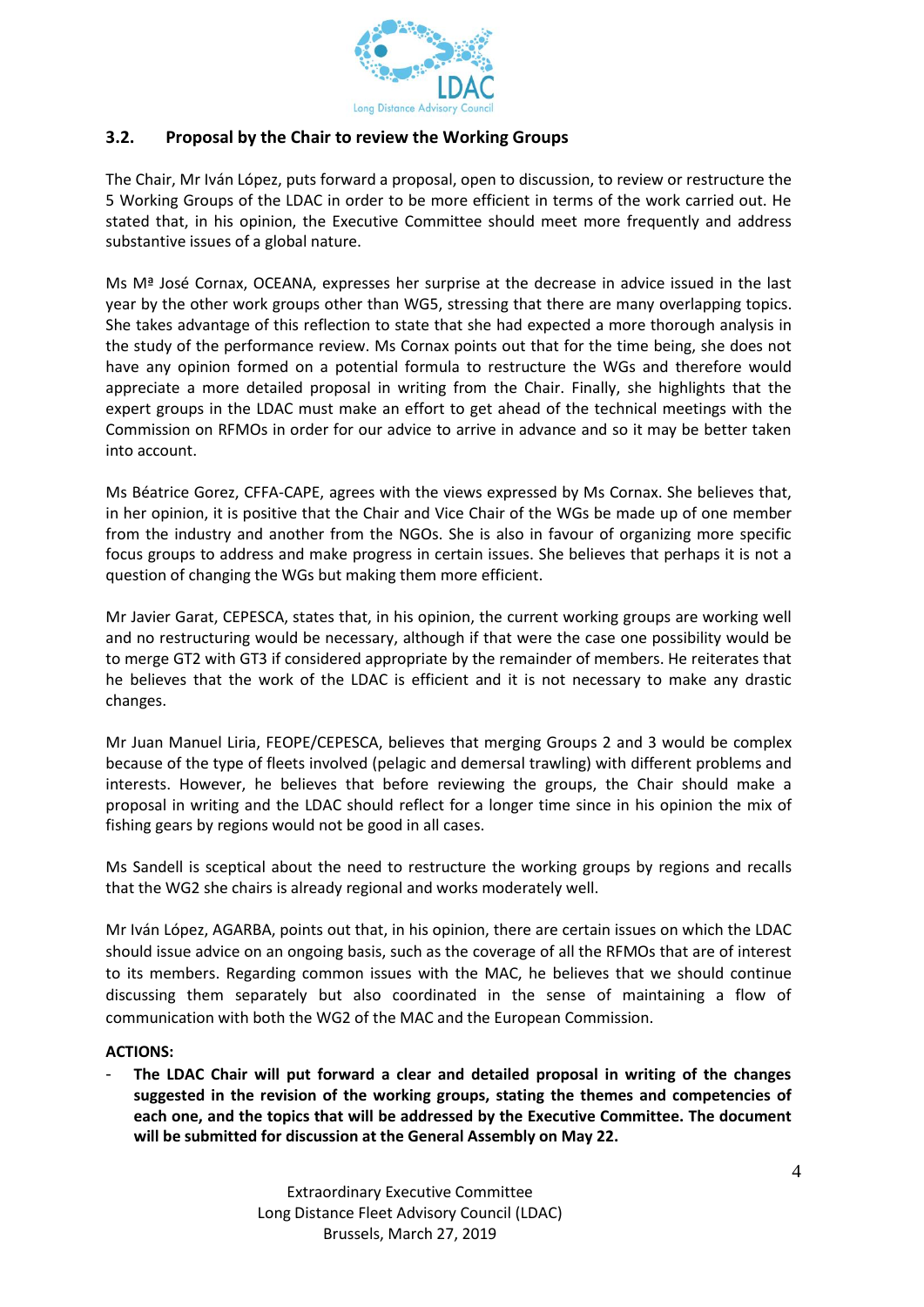### 3.2. Proposal by the Chair to review the Working Groups

The Chair, Mr Iván López, puts forward a proposal, open to discussion, to review or restructure the 5 Working Groups of the LDAC in order to be more efficient in terms of the work carried out. He stated that, in his opinion, the Executive Committee should meet more frequently and address substantive issues of a global nature.

Ms Mª José Cornax, OCEANA, expresses her surprise at the decrease in advice issued in the last year by the other work groups other than WG5, stressing that there are many overlapping topics. She takes advantage of this reflection to state that she had expected a more thorough analysis in the study of the performance review. Ms Cornax points out that for the time being, she does not have any opinion formed on a potential formula to restructure the WGs and therefore would appreciate a more detailed proposal in writing from the Chair. Finally, she highlights that the expert groups in the LDAC must make an effort to get ahead of the technical meetings with the Commission on RFMOs in order for our advice to arrive in advance and so it may be better taken into account.

Ms Béatrice Gorez, CFFA-CAPE, agrees with the views expressed by Ms Cornax. She believes that, in her opinion, it is positive that the Chair and Vice Chair of the WGs be made up of one member from the industry and another from the NGOs. She is also in favour of organizing more specific focus groups to address and make progress in certain issues. She believes that perhaps it is not a question of changing the WGs but making them more efficient.

Mr Javier Garat, CEPESCA, states that, in his opinion, the current working groups are working well and no restructuring would be necessary, although if that were the case one possibility would be to merge GT2 with GT3 if considered appropriate by the remainder of members. He reiterates that he believes that the work of the LDAC is efficient and it is not necessary to make any drastic changes.

Mr Juan Manuel Liria, FEOPE/CEPESCA, believes that merging Groups 2 and 3 would be complex because of the type of fleets involved (pelagic and demersal trawling) with different problems and interests. However, he believes that before reviewing the groups, the Chair should make a proposal in writing and the LDAC should reflect for a longer time since in his opinion the mix of fishing gears by regions would not be good in all cases.

Ms Sandell is sceptical about the need to restructure the working groups by regions and recalls that the WG2 she chairs is already regional and works moderately well.

Mr Iván López, AGARBA, points out that, in his opinion, there are certain issues on which the LDAC should issue advice on an ongoing basis, such as the coverage of all the RFMOs that are of interest to its members. Regarding common issues with the MAC, he believes that we should continue discussing them separately but also coordinated in the sense of maintaining a flow of communication with both the WG2 of the MAC and the European Commission.

**ACTIONS:**

- **The LDAC Chair will put forward a clear and detailed proposal in writing of the changes suggested in the revision of the working groups, stating the themes and competencies of each one, and the topics that will be addressed by the Executive Committee. The document will be submitted for discussion at the General Assembly on May 22.**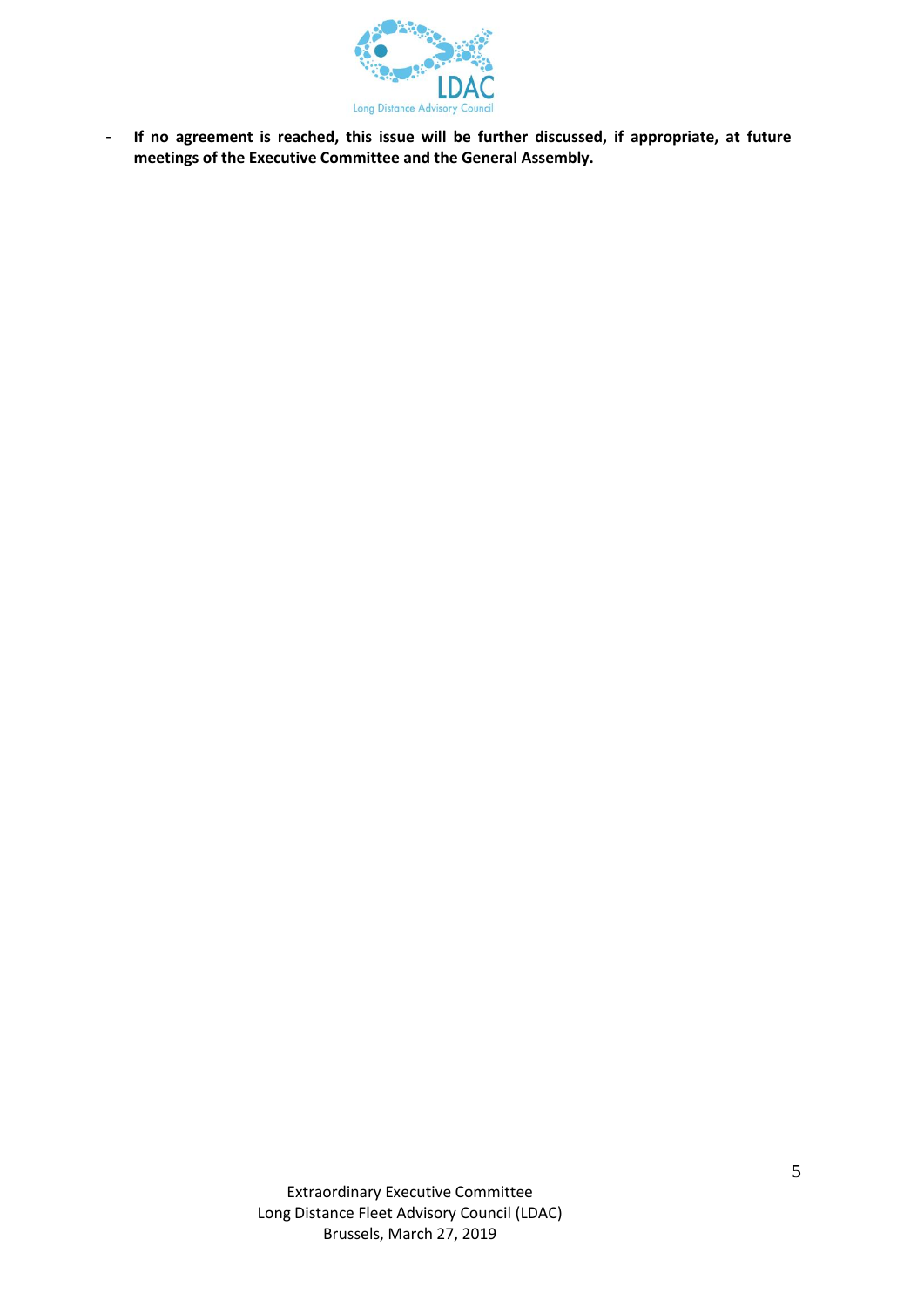- **If no agreement is reached, this issue will be further discussed, if appropriate, at future meetings of the Executive Committee and the General Assembly.**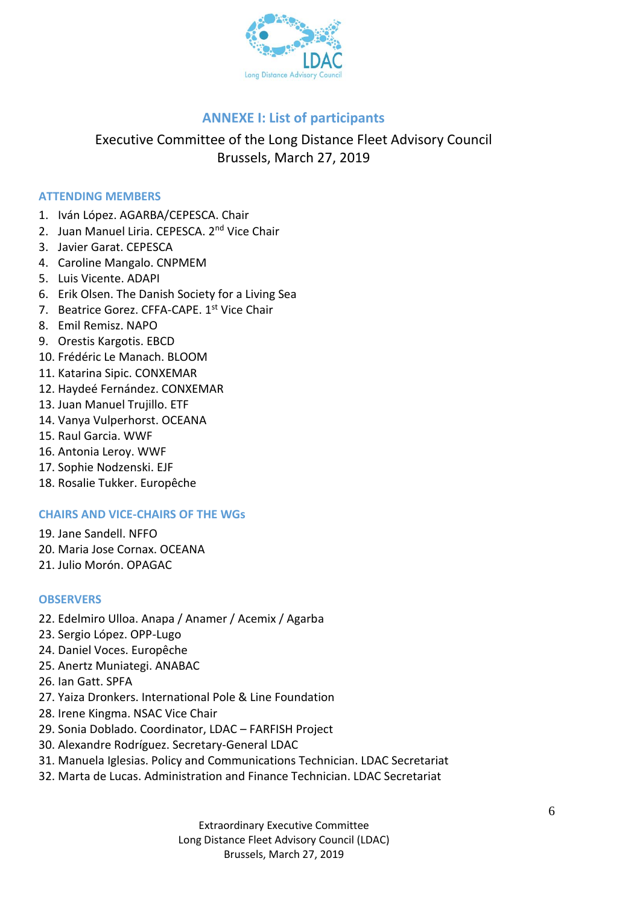## ANNEXE I: List of participants

Executive Committee of the Long Distance Fleet Advisory Council
Brussels, March 27, 2019

### ATTENDING MEMBERS

1. Iván López. AGARBA/CEPESCA. Chair
2. Juan Manuel Liria. CEPESCA. 2nd Vice Chair
3. Javier Garat. CEPESCA
4. Caroline Mangalo. CNPMEM
5. Luis Vicente. ADAPI
6. Erik Olsen. The Danish Society for a Living Sea
7. Beatrice Gorez. CFFA-CAPE. 1st Vice Chair
8. Emil Remisz. NAPO
9. Orestis Kargotis. EBCD
10. Frédéric Le Manach. BLOOM
11. Katarina Sipic. CONXEMAR
12. Haydeé Fernández. CONXEMAR
13. Juan Manuel Trujillo. ETF
14. Vanya Vulperhorst. OCEANA
15. Raul Garcia. WWF
16. Antonia Leroy. WWF
17. Sophie Nodzenski. EJF
18. Rosalie Tukker. Europêche

### CHAIRS AND VICE-CHAIRS OF THE WGs

19. Jane Sandell. NFFO
20. Maria Jose Cornax. OCEANA
21. Julio Morón. OPAGAC

### OBSERVERS

22. Edelmiro Ulloa. Anapa / Anamer / Acemix / Agarba
23. Sergio López. OPP-Lugo
24. Daniel Voces. Europêche
25. Anertz Muniategi. ANABAC
26. Ian Gatt. SPFA
27. Yaiza Dronkers. International Pole & Line Foundation
28. Irene Kingma. NSAC Vice Chair
29. Sonia Doblado. Coordinator, LDAC – FARFISH Project
30. Alexandre Rodríguez. Secretary-General LDAC
31. Manuela Iglesias. Policy and Communications Technician. LDAC Secretariat
32. Marta de Lucas. Administration and Finance Technician. LDAC Secretariat